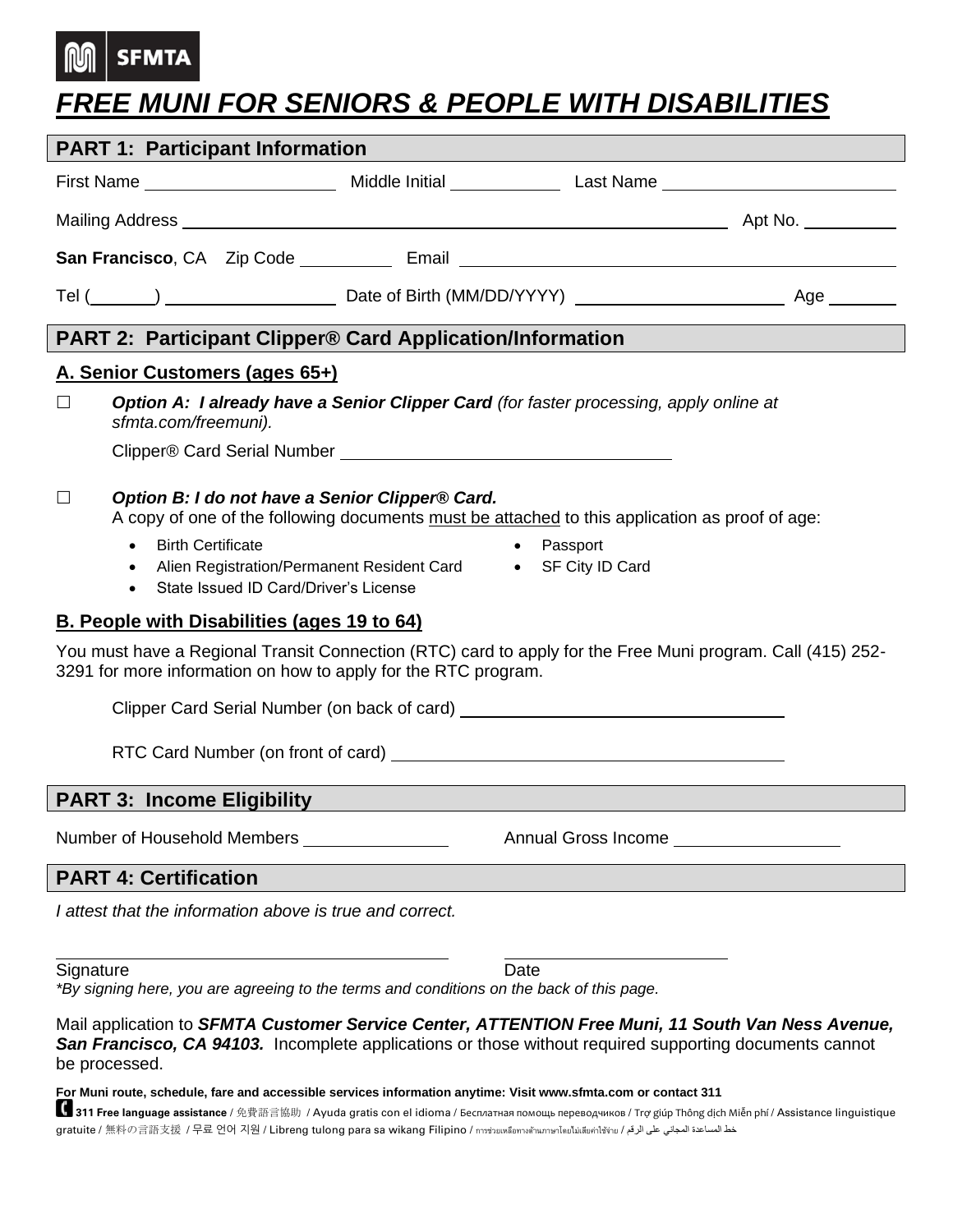SFMTA

# *FREE MUNI FOR SENIORS & PEOPLE WITH DISABILITIES*

## PART 1: Participant Information

First Name ____________________ Middle Initial ____________ Last Name ________________________

Mailing Address ____________________________________________________________ Apt No. __________

**San Francisco**, CA Zip Code __________ Email ________________________________________________

Tel (______) __________________ Date of Birth (MM/DD/YYYY) ______________________ Age _______

## PART 2: Participant Clipper® Card Application/Information

### A. Senior Customers (ages 65+)

☐ ***Option A: I already have a Senior Clipper Card*** *(for faster processing, apply online at sfmta.com/freemuni).*

Clipper® Card Serial Number ___________________________________

☐ ***Option B: I do not have a Senior Clipper® Card.***
A copy of one of the following documents must be attached to this application as proof of age:

- Birth Certificate
- Alien Registration/Permanent Resident Card
- State Issued ID Card/Driver's License
- Passport
- SF City ID Card

### B. People with Disabilities (ages 19 to 64)

You must have a Regional Transit Connection (RTC) card to apply for the Free Muni program. Call (415) 252-3291 for more information on how to apply for the RTC program.

Clipper Card Serial Number (on back of card) ___________________________________

RTC Card Number (on front of card) ___________________________________________

## PART 3: Income Eligibility

Number of Household Members _______________ Annual Gross Income _________________

## PART 4: Certification

*I attest that the information above is true and correct.*

________________________________________ ________________________
Signature Date

*\*By signing here, you are agreeing to the terms and conditions on the back of this page.*

Mail application to ***SFMTA Customer Service Center, ATTENTION Free Muni, 11 South Van Ness Avenue, San Francisco, CA 94103.*** Incomplete applications or those without required supporting documents cannot be processed.

**For Muni route, schedule, fare and accessible services information anytime: Visit www.sfmta.com or contact 311**

**311 Free language assistance** / 免費語言協助 / Ayuda gratis con el idioma / Бесплатная помощь переводчиков / Trợ giúp Thông dịch Miễn phí / Assistance linguistique gratuite / 無料の言語支援 / 무료 언어 지원 / Libreng tulong para sa wikang Filipino / การช่วยเหลือทางด้านภาษาโดยไม่เสียค่าใช้จ่าย / خط المساعدة المجاني على الرقم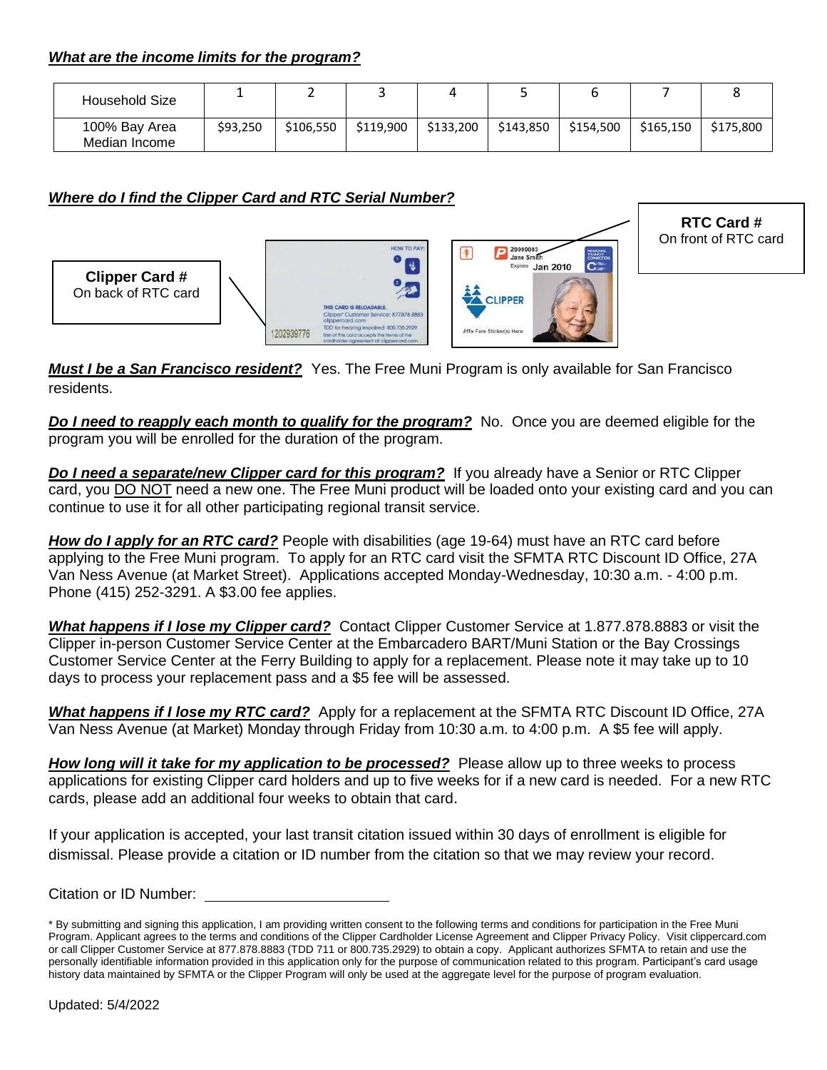***What are the income limits for the program?***

| Household Size | 1 | 2 | 3 | 4 | 5 | 6 | 7 | 8 |
|---|---|---|---|---|---|---|---|---|
| 100% Bay Area Median Income | $93,250 | $106,550 | $119,900 | $133,200 | $143,850 | $154,500 | $165,150 | $175,800 |

***Where do I find the Clipper Card and RTC Serial Number?***

**Clipper Card #**
On back of RTC card

**RTC Card #**
On front of RTC card

***Must I be a San Francisco resident?*** Yes. The Free Muni Program is only available for San Francisco residents.

***Do I need to reapply each month to qualify for the program?*** No. Once you are deemed eligible for the program you will be enrolled for the duration of the program.

***Do I need a separate/new Clipper card for this program?*** If you already have a Senior or RTC Clipper card, you DO NOT need a new one. The Free Muni product will be loaded onto your existing card and you can continue to use it for all other participating regional transit service.

***How do I apply for an RTC card?*** People with disabilities (age 19-64) must have an RTC card before applying to the Free Muni program. To apply for an RTC card visit the SFMTA RTC Discount ID Office, 27A Van Ness Avenue (at Market Street). Applications accepted Monday-Wednesday, 10:30 a.m. - 4:00 p.m. Phone (415) 252-3291. A $3.00 fee applies.

***What happens if I lose my Clipper card?*** Contact Clipper Customer Service at 1.877.878.8883 or visit the Clipper in-person Customer Service Center at the Embarcadero BART/Muni Station or the Bay Crossings Customer Service Center at the Ferry Building to apply for a replacement. Please note it may take up to 10 days to process your replacement pass and a $5 fee will be assessed.

***What happens if I lose my RTC card?*** Apply for a replacement at the SFMTA RTC Discount ID Office, 27A Van Ness Avenue (at Market) Monday through Friday from 10:30 a.m. to 4:00 p.m. A $5 fee will apply.

***How long will it take for my application to be processed?*** Please allow up to three weeks to process applications for existing Clipper card holders and up to five weeks for if a new card is needed. For a new RTC cards, please add an additional four weeks to obtain that card.

If your application is accepted, your last transit citation issued within 30 days of enrollment is eligible for dismissal. Please provide a citation or ID number from the citation so that we may review your record.

Citation or ID Number: ______________________

\* By submitting and signing this application, I am providing written consent to the following terms and conditions for participation in the Free Muni Program. Applicant agrees to the terms and conditions of the Clipper Cardholder License Agreement and Clipper Privacy Policy. Visit clippercard.com or call Clipper Customer Service at 877.878.8883 (TDD 711 or 800.735.2929) to obtain a copy. Applicant authorizes SFMTA to retain and use the personally identifiable information provided in this application only for the purpose of communication related to this program. Participant's card usage history data maintained by SFMTA or the Clipper Program will only be used at the aggregate level for the purpose of program evaluation.

Updated: 5/4/2022